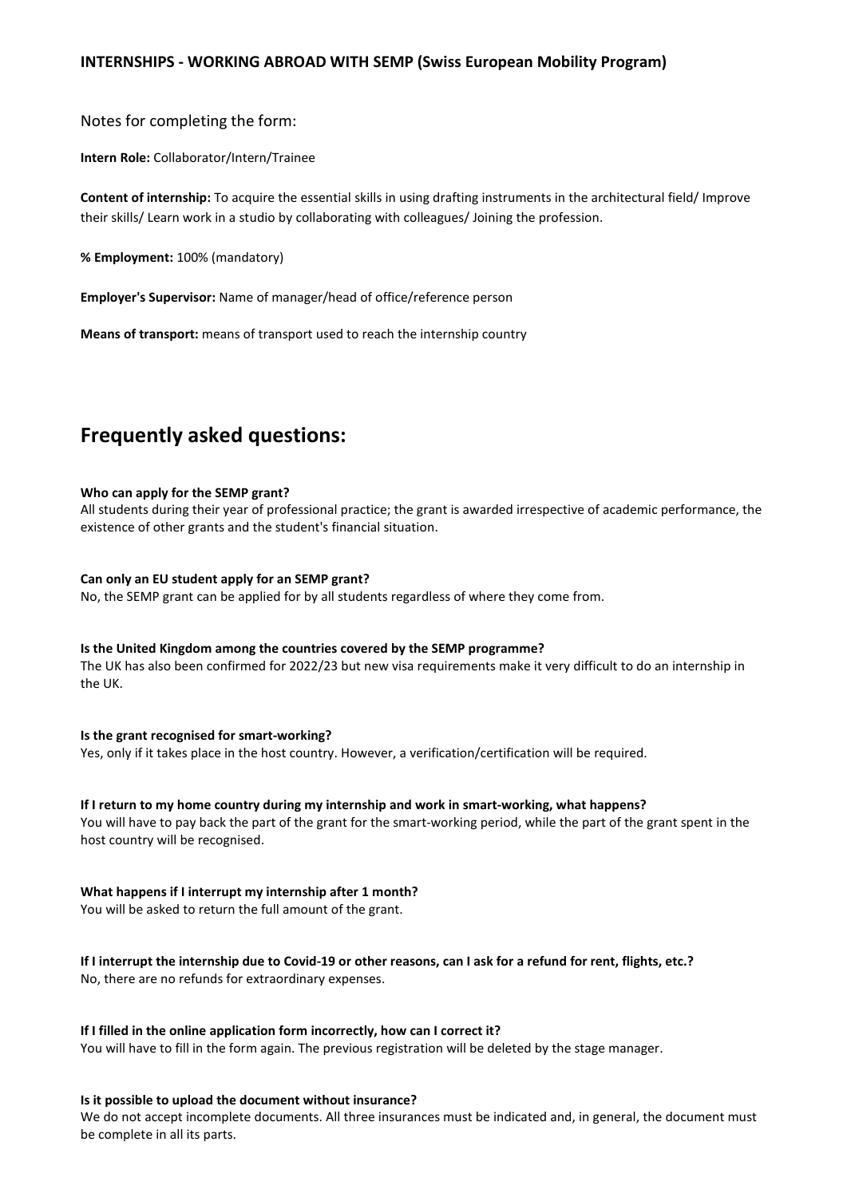**INTERNSHIPS - WORKING ABROAD WITH SEMP (Swiss European Mobility Program)**

Notes for completing the form:

**Intern Role:** Collaborator/Intern/Trainee

**Content of internship:** To acquire the essential skills in using drafting instruments in the architectural field/ Improve their skills/ Learn work in a studio by collaborating with colleagues/ Joining the profession.

**% Employment:** 100% (mandatory)

**Employer's Supervisor:** Name of manager/head of office/reference person

**Means of transport:** means of transport used to reach the internship country

# Frequently asked questions:

**Who can apply for the SEMP grant?**
All students during their year of professional practice; the grant is awarded irrespective of academic performance, the existence of other grants and the student's financial situation.

**Can only an EU student apply for an SEMP grant?**
No, the SEMP grant can be applied for by all students regardless of where they come from.

**Is the United Kingdom among the countries covered by the SEMP programme?**
The UK has also been confirmed for 2022/23 but new visa requirements make it very difficult to do an internship in the UK.

**Is the grant recognised for smart-working?**
Yes, only if it takes place in the host country. However, a verification/certification will be required.

**If I return to my home country during my internship and work in smart-working, what happens?**
You will have to pay back the part of the grant for the smart-working period, while the part of the grant spent in the host country will be recognised.

**What happens if I interrupt my internship after 1 month?**
You will be asked to return the full amount of the grant.

**If I interrupt the internship due to Covid-19 or other reasons, can I ask for a refund for rent, flights, etc.?**
No, there are no refunds for extraordinary expenses.

**If I filled in the online application form incorrectly, how can I correct it?**
You will have to fill in the form again. The previous registration will be deleted by the stage manager.

**Is it possible to upload the document without insurance?**
We do not accept incomplete documents. All three insurances must be indicated and, in general, the document must be complete in all its parts.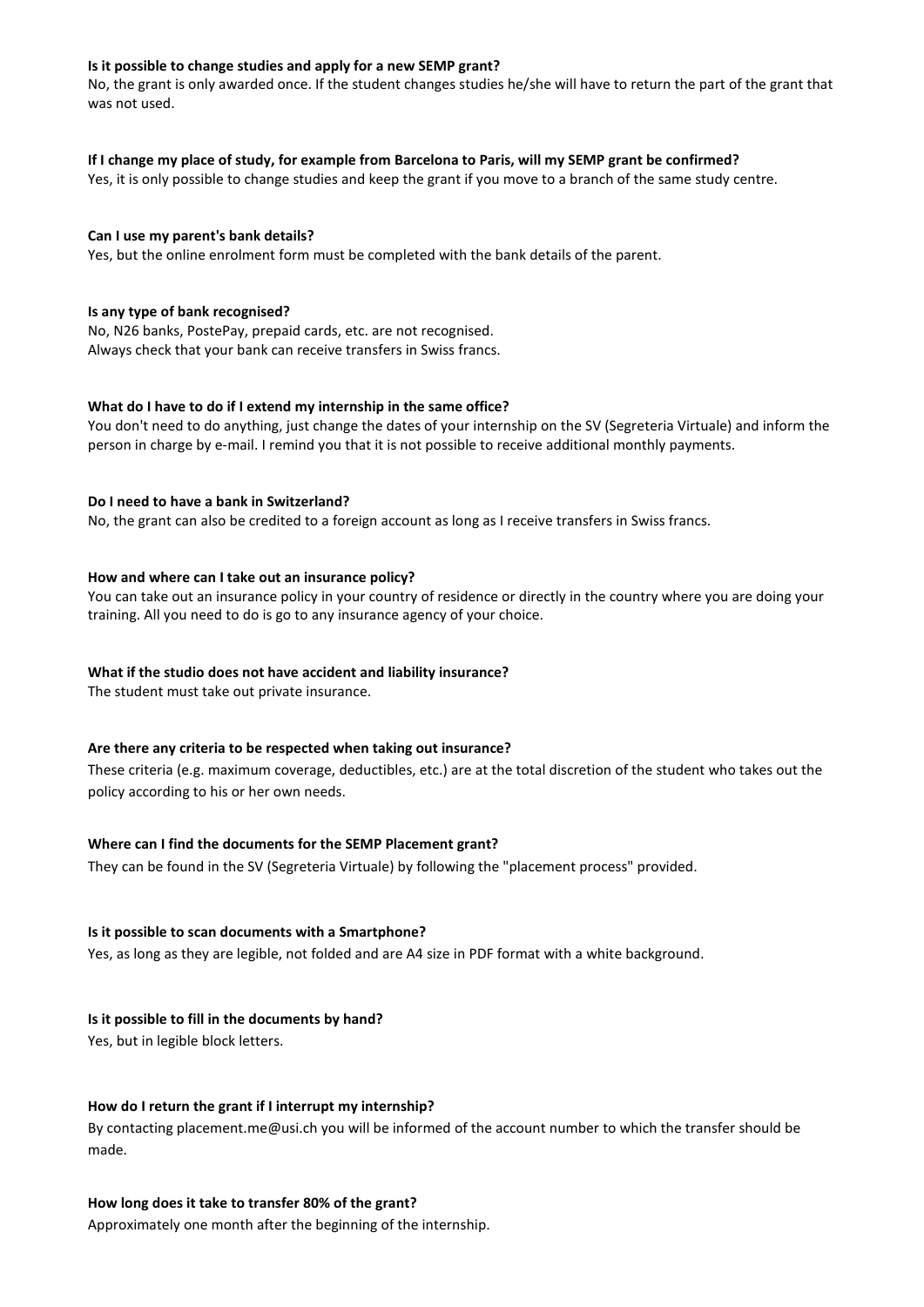**Is it possible to change studies and apply for a new SEMP grant?**
No, the grant is only awarded once. If the student changes studies he/she will have to return the part of the grant that was not used.

**If I change my place of study, for example from Barcelona to Paris, will my SEMP grant be confirmed?**
Yes, it is only possible to change studies and keep the grant if you move to a branch of the same study centre.

**Can I use my parent's bank details?**
Yes, but the online enrolment form must be completed with the bank details of the parent.

**Is any type of bank recognised?**
No, N26 banks, PostePay, prepaid cards, etc. are not recognised.
Always check that your bank can receive transfers in Swiss francs.

**What do I have to do if I extend my internship in the same office?**
You don't need to do anything, just change the dates of your internship on the SV (Segreteria Virtuale) and inform the person in charge by e-mail. I remind you that it is not possible to receive additional monthly payments.

**Do I need to have a bank in Switzerland?**
No, the grant can also be credited to a foreign account as long as I receive transfers in Swiss francs.

**How and where can I take out an insurance policy?**
You can take out an insurance policy in your country of residence or directly in the country where you are doing your training. All you need to do is go to any insurance agency of your choice.

**What if the studio does not have accident and liability insurance?**
The student must take out private insurance.

**Are there any criteria to be respected when taking out insurance?**
These criteria (e.g. maximum coverage, deductibles, etc.) are at the total discretion of the student who takes out the policy according to his or her own needs.

**Where can I find the documents for the SEMP Placement grant?**
They can be found in the SV (Segreteria Virtuale) by following the "placement process" provided.

**Is it possible to scan documents with a Smartphone?**
Yes, as long as they are legible, not folded and are A4 size in PDF format with a white background.

**Is it possible to fill in the documents by hand?**
Yes, but in legible block letters.

**How do I return the grant if I interrupt my internship?**
By contacting placement.me@usi.ch you will be informed of the account number to which the transfer should be made.

**How long does it take to transfer 80% of the grant?**
Approximately one month after the beginning of the internship.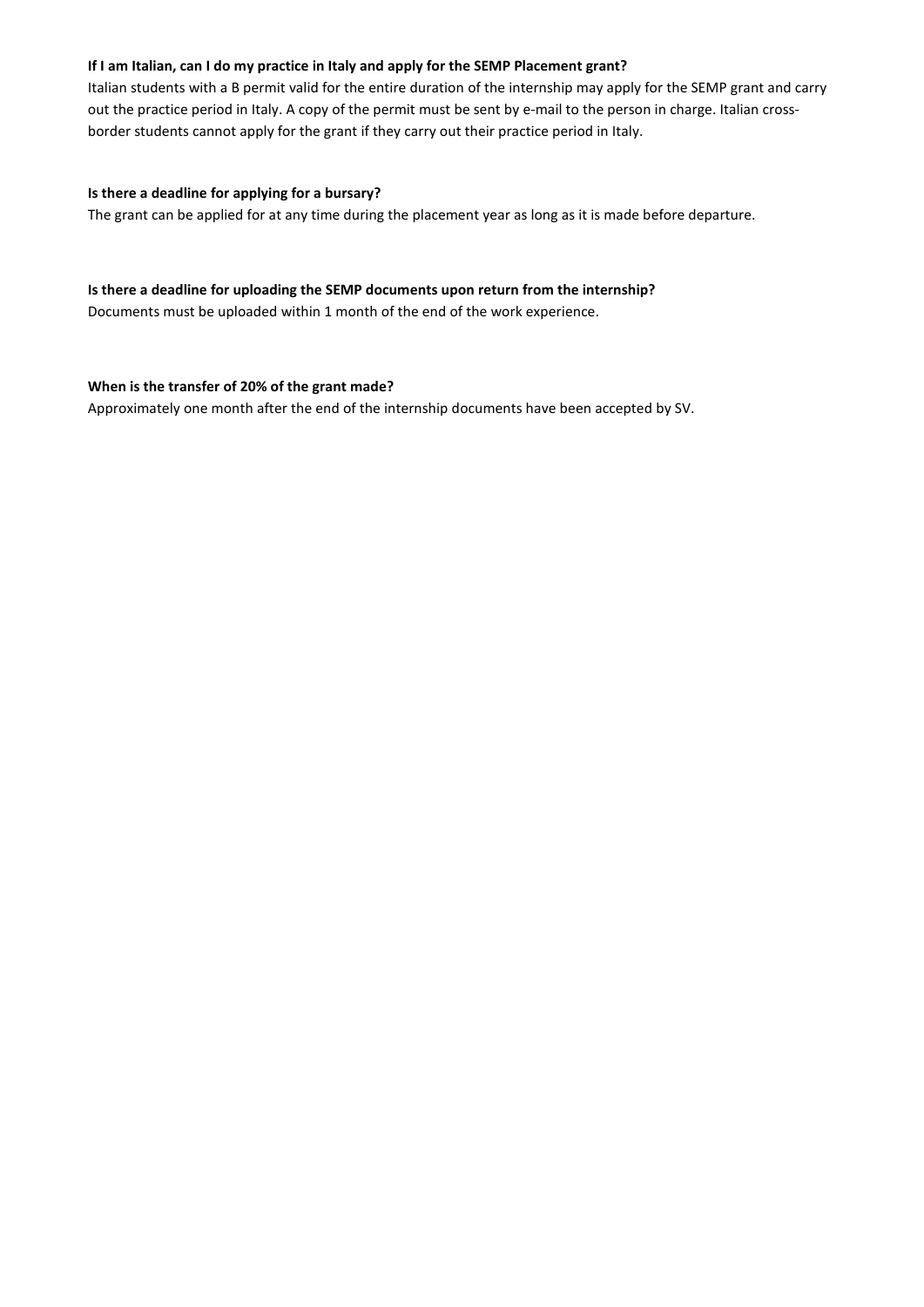**If I am Italian, can I do my practice in Italy and apply for the SEMP Placement grant?**

Italian students with a B permit valid for the entire duration of the internship may apply for the SEMP grant and carry out the practice period in Italy. A copy of the permit must be sent by e-mail to the person in charge. Italian cross-border students cannot apply for the grant if they carry out their practice period in Italy.

**Is there a deadline for applying for a bursary?**

The grant can be applied for at any time during the placement year as long as it is made before departure.

**Is there a deadline for uploading the SEMP documents upon return from the internship?**

Documents must be uploaded within 1 month of the end of the work experience.

**When is the transfer of 20% of the grant made?**

Approximately one month after the end of the internship documents have been accepted by SV.